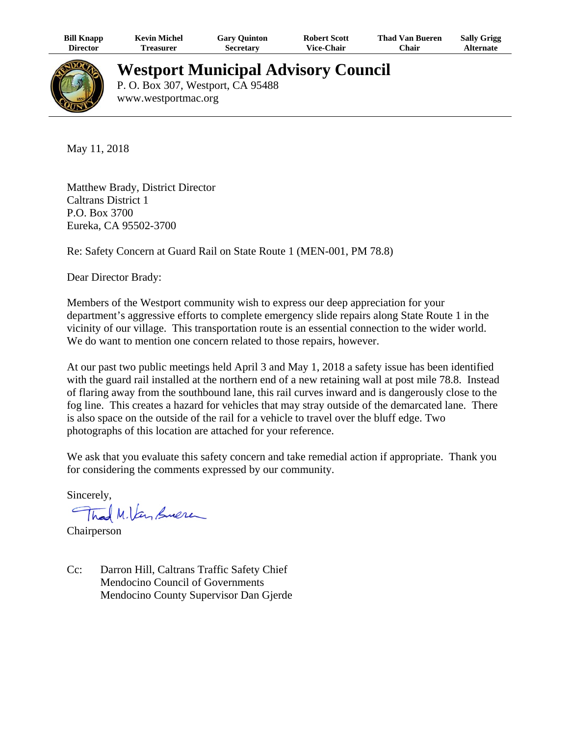| Bill Knapp | Kevin Michel | Gary Quinton | Robert Scott | Thad Van Bueren | Sally Grigg |
|---|---|---|---|---|---|
| Director | Treasurer | Secretary | Vice-Chair | Chair | Alternate |

# Westport Municipal Advisory Council

P. O. Box 307, Westport, CA 95488
www.westportmac.org

May 11, 2018

Matthew Brady, District Director
Caltrans District 1
P.O. Box 3700
Eureka, CA 95502-3700

Re: Safety Concern at Guard Rail on State Route 1 (MEN-001, PM 78.8)

Dear Director Brady:

Members of the Westport community wish to express our deep appreciation for your department's aggressive efforts to complete emergency slide repairs along State Route 1 in the vicinity of our village. This transportation route is an essential connection to the wider world. We do want to mention one concern related to those repairs, however.

At our past two public meetings held April 3 and May 1, 2018 a safety issue has been identified with the guard rail installed at the northern end of a new retaining wall at post mile 78.8. Instead of flaring away from the southbound lane, this rail curves inward and is dangerously close to the fog line. This creates a hazard for vehicles that may stray outside of the demarcated lane. There is also space on the outside of the rail for a vehicle to travel over the bluff edge. Two photographs of this location are attached for your reference.

We ask that you evaluate this safety concern and take remedial action if appropriate. Thank you for considering the comments expressed by our community.

Sincerely,

Thad M. Van Bueren

Chairperson

Cc: Darron Hill, Caltrans Traffic Safety Chief
Mendocino Council of Governments
Mendocino County Supervisor Dan Gjerde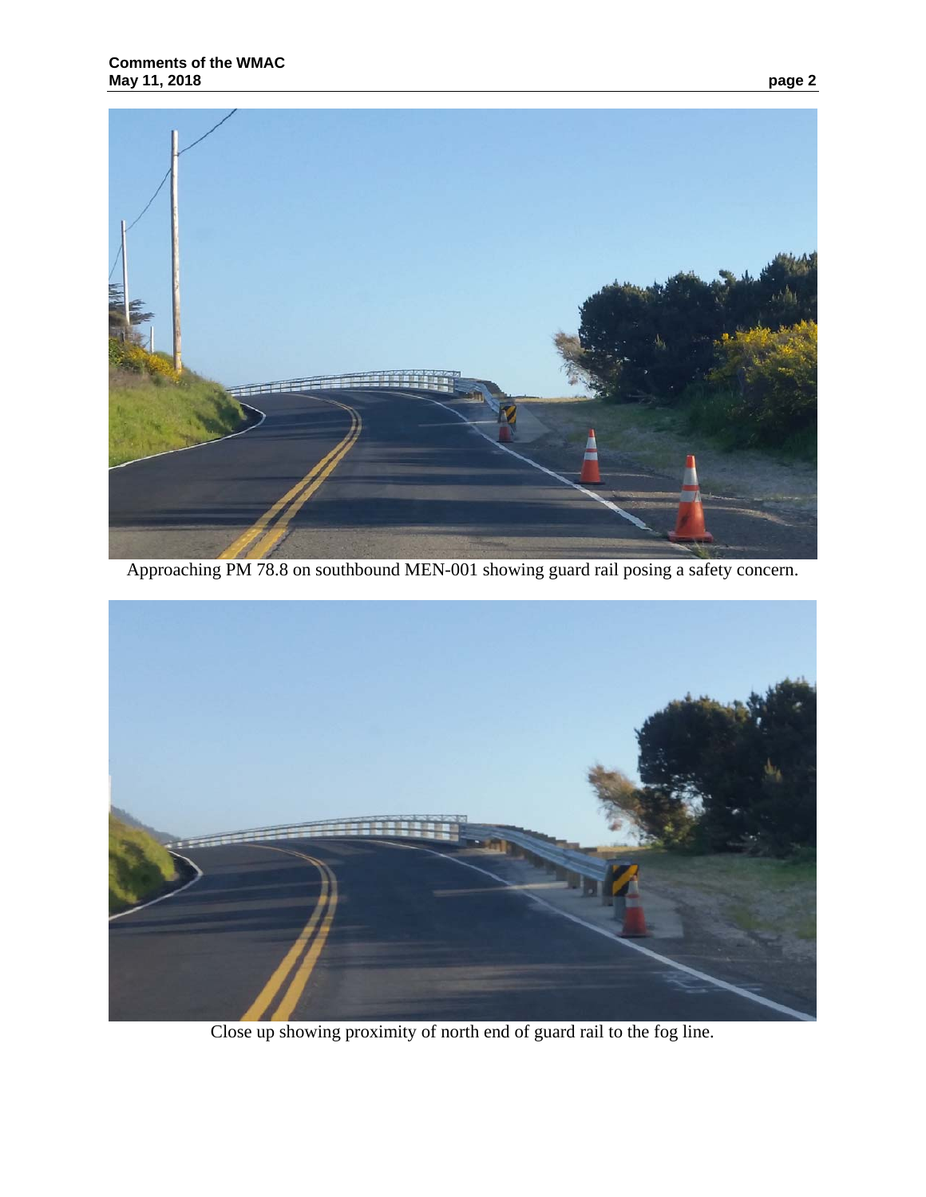Approaching PM 78.8 on southbound MEN-001 showing guard rail posing a safety concern.

Close up showing proximity of north end of guard rail to the fog line.